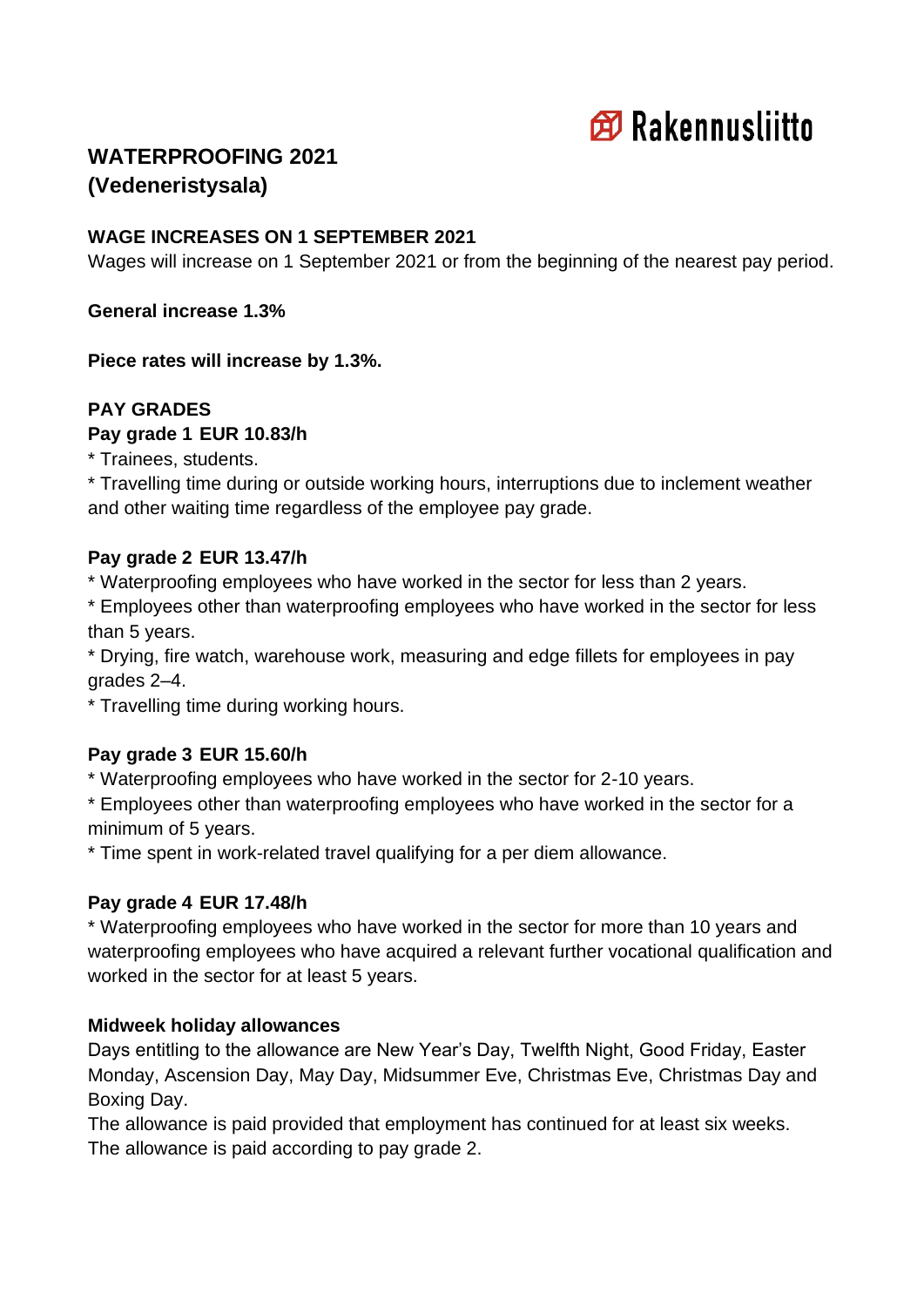Rakennusliitto

# WATERPROOFING 2021
# (Vedeneristysala)

## WAGE INCREASES ON 1 SEPTEMBER 2021

Wages will increase on 1 September 2021 or from the beginning of the nearest pay period.

**General increase 1.3%**

**Piece rates will increase by 1.3%.**

## PAY GRADES

**Pay grade 1 EUR 10.83/h**

* Trainees, students.
* Travelling time during or outside working hours, interruptions due to inclement weather and other waiting time regardless of the employee pay grade.

**Pay grade 2 EUR 13.47/h**

* Waterproofing employees who have worked in the sector for less than 2 years.
* Employees other than waterproofing employees who have worked in the sector for less than 5 years.
* Drying, fire watch, warehouse work, measuring and edge fillets for employees in pay grades 2–4.
* Travelling time during working hours.

**Pay grade 3 EUR 15.60/h**

* Waterproofing employees who have worked in the sector for 2-10 years.
* Employees other than waterproofing employees who have worked in the sector for a minimum of 5 years.
* Time spent in work-related travel qualifying for a per diem allowance.

**Pay grade 4 EUR 17.48/h**

* Waterproofing employees who have worked in the sector for more than 10 years and waterproofing employees who have acquired a relevant further vocational qualification and worked in the sector for at least 5 years.

**Midweek holiday allowances**

Days entitling to the allowance are New Year's Day, Twelfth Night, Good Friday, Easter Monday, Ascension Day, May Day, Midsummer Eve, Christmas Eve, Christmas Day and Boxing Day.

The allowance is paid provided that employment has continued for at least six weeks.

The allowance is paid according to pay grade 2.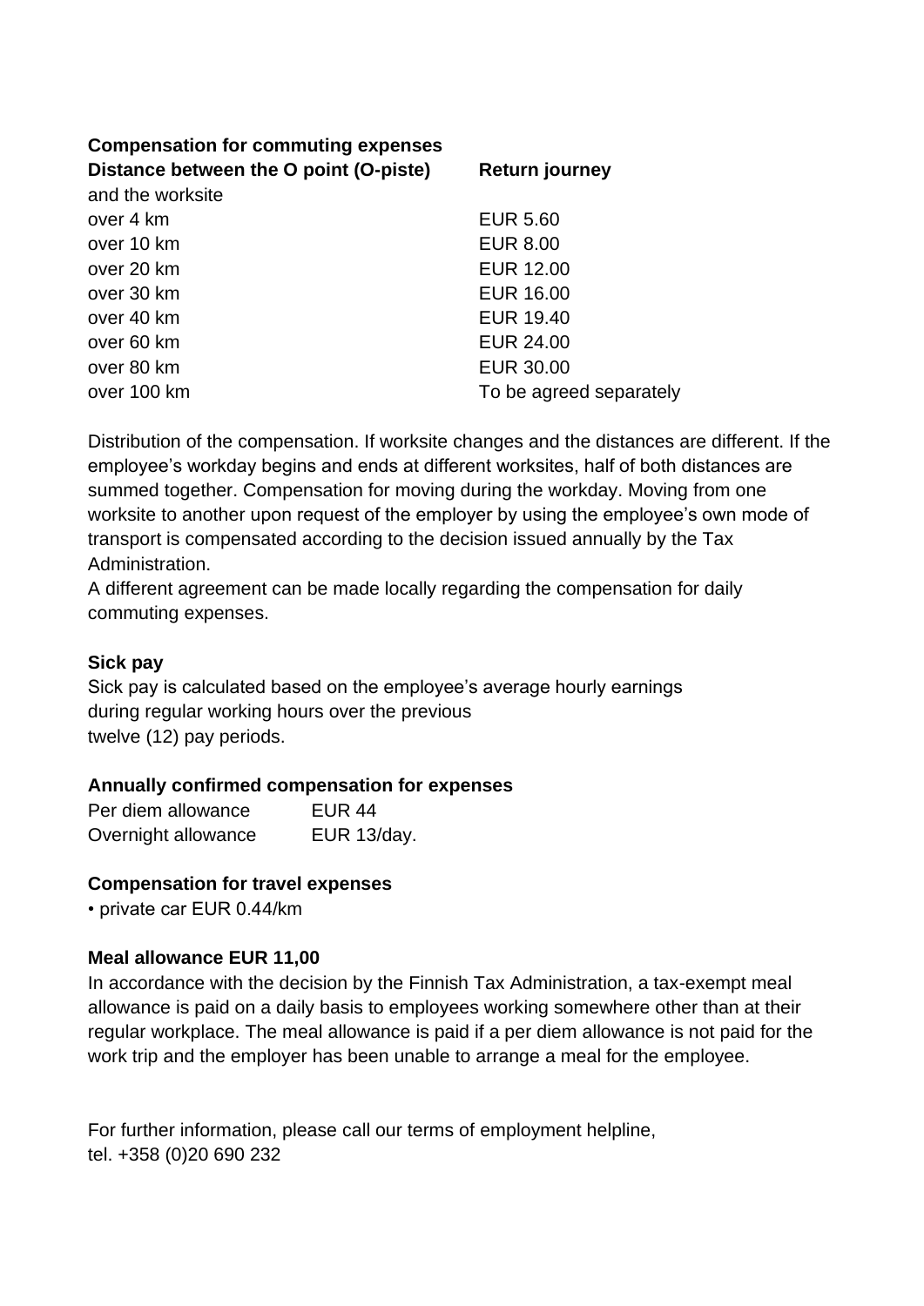**Compensation for commuting expenses**

| Distance between the O point (O-piste) and the worksite | Return journey |
|---|---|
| over 4 km | EUR 5.60 |
| over 10 km | EUR 8.00 |
| over 20 km | EUR 12.00 |
| over 30 km | EUR 16.00 |
| over 40 km | EUR 19.40 |
| over 60 km | EUR 24.00 |
| over 80 km | EUR 30.00 |
| over 100 km | To be agreed separately |

Distribution of the compensation. If worksite changes and the distances are different. If the employee's workday begins and ends at different worksites, half of both distances are summed together. Compensation for moving during the workday. Moving from one worksite to another upon request of the employer by using the employee's own mode of transport is compensated according to the decision issued annually by the Tax Administration.
A different agreement can be made locally regarding the compensation for daily commuting expenses.

**Sick pay**

Sick pay is calculated based on the employee's average hourly earnings during regular working hours over the previous twelve (12) pay periods.

**Annually confirmed compensation for expenses**

| | |
|---|---|
| Per diem allowance | EUR 44 |
| Overnight allowance | EUR 13/day. |

**Compensation for travel expenses**

- private car EUR 0.44/km

**Meal allowance EUR 11,00**

In accordance with the decision by the Finnish Tax Administration, a tax-exempt meal allowance is paid on a daily basis to employees working somewhere other than at their regular workplace. The meal allowance is paid if a per diem allowance is not paid for the work trip and the employer has been unable to arrange a meal for the employee.

For further information, please call our terms of employment helpline,
tel. +358 (0)20 690 232